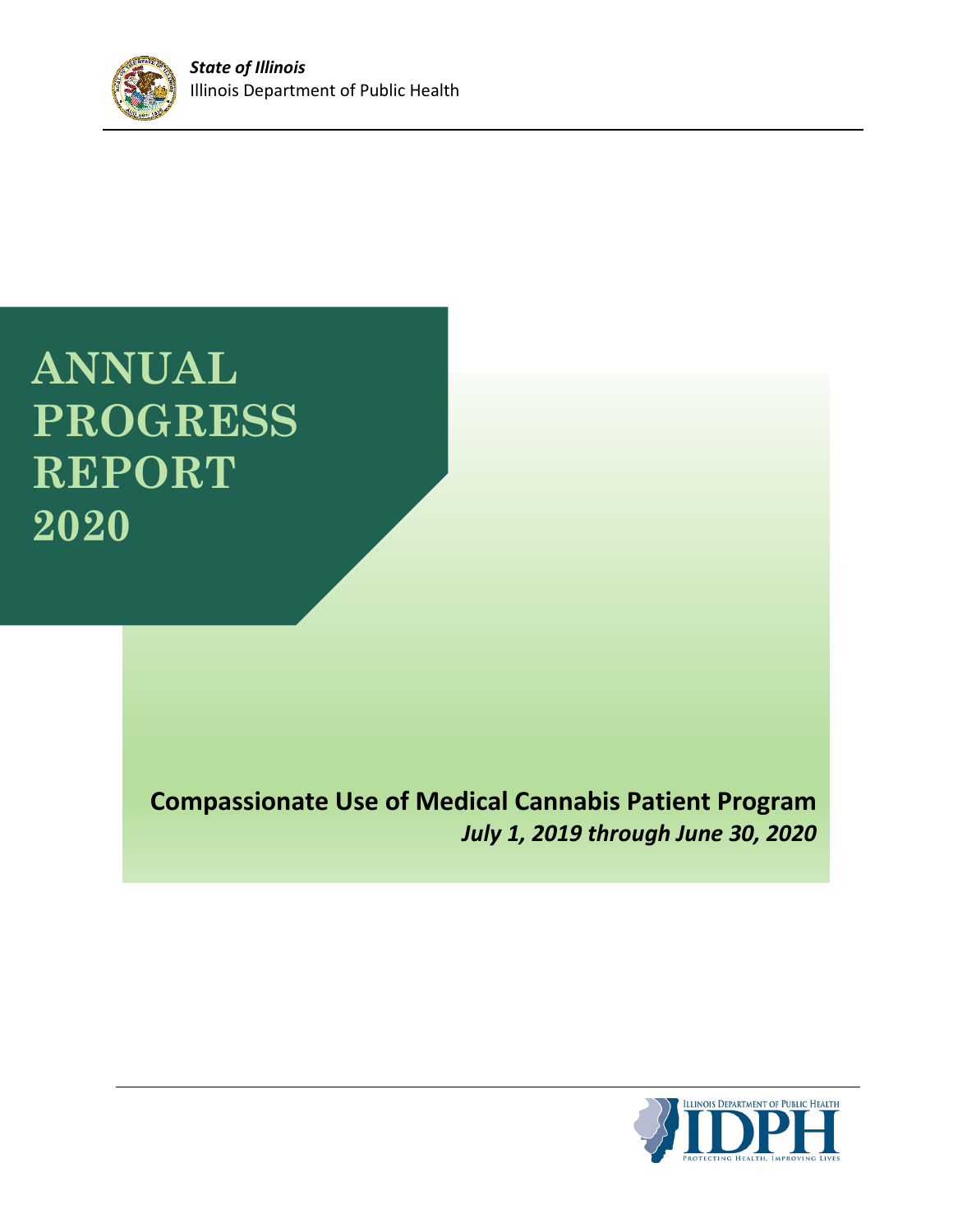***State of Illinois***
Illinois Department of Public Health

# ANNUAL PROGRESS REPORT 2020

**Compassionate Use of Medical Cannabis Patient Program**
***July 1, 2019 through June 30, 2020***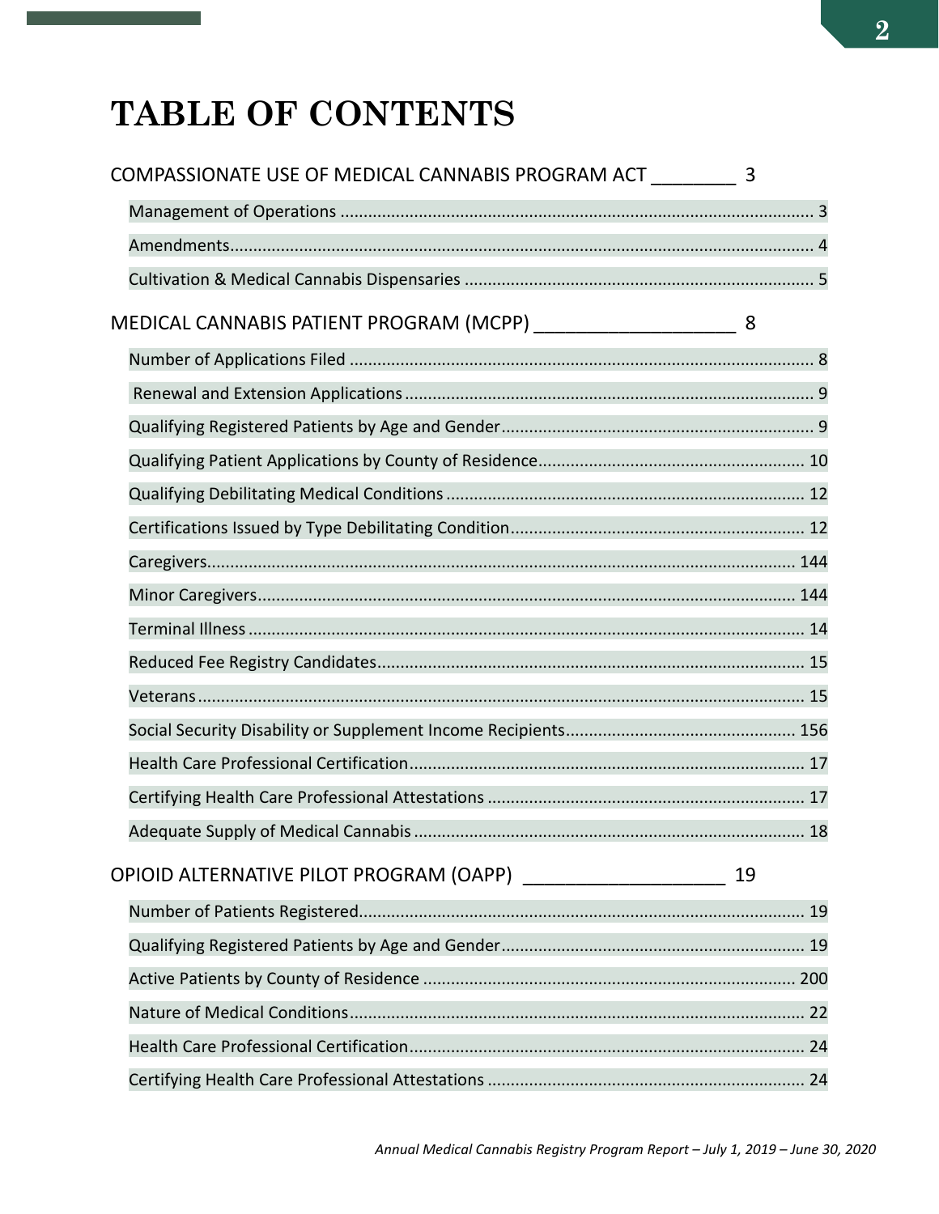# TABLE OF CONTENTS

COMPASSIONATE USE OF MEDICAL CANNABIS PROGRAM ACT ________ 3

- Management of Operations ........................................ 3
- Amendments ........................................ 4
- Cultivation & Medical Cannabis Dispensaries ........................................ 5

MEDICAL CANNABIS PATIENT PROGRAM (MCPP) ___________________ 8

- Number of Applications Filed ........................................ 8
- Renewal and Extension Applications ........................................ 9
- Qualifying Registered Patients by Age and Gender ........................................ 9
- Qualifying Patient Applications by County of Residence ........................................ 10
- Qualifying Debilitating Medical Conditions ........................................ 12
- Certifications Issued by Type Debilitating Condition ........................................ 12
- Caregivers ........................................ 144
- Minor Caregivers ........................................ 144
- Terminal Illness ........................................ 14
- Reduced Fee Registry Candidates ........................................ 15
- Veterans ........................................ 15
- Social Security Disability or Supplement Income Recipients ........................................ 156
- Health Care Professional Certification ........................................ 17
- Certifying Health Care Professional Attestations ........................................ 17
- Adequate Supply of Medical Cannabis ........................................ 18

OPIOID ALTERNATIVE PILOT PROGRAM (OAPP) ___________________ 19

- Number of Patients Registered ........................................ 19
- Qualifying Registered Patients by Age and Gender ........................................ 19
- Active Patients by County of Residence ........................................ 200
- Nature of Medical Conditions ........................................ 22
- Health Care Professional Certification ........................................ 24
- Certifying Health Care Professional Attestations ........................................ 24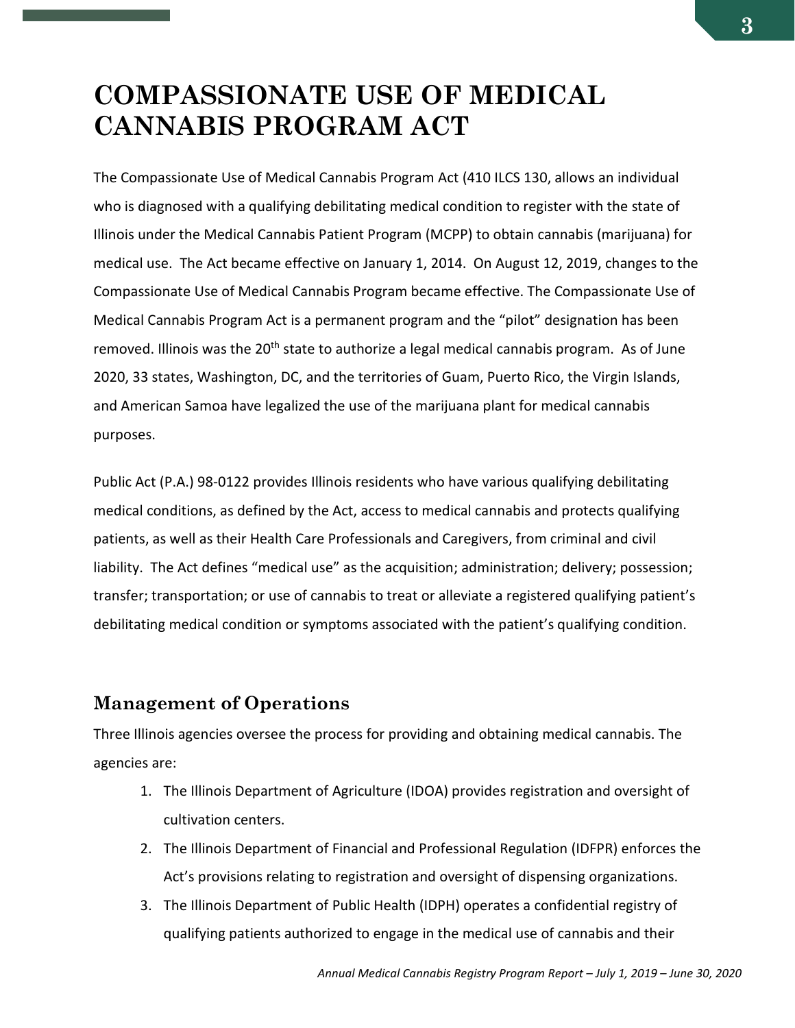# COMPASSIONATE USE OF MEDICAL CANNABIS PROGRAM ACT

The Compassionate Use of Medical Cannabis Program Act (410 ILCS 130, allows an individual who is diagnosed with a qualifying debilitating medical condition to register with the state of Illinois under the Medical Cannabis Patient Program (MCPP) to obtain cannabis (marijuana) for medical use. The Act became effective on January 1, 2014. On August 12, 2019, changes to the Compassionate Use of Medical Cannabis Program became effective. The Compassionate Use of Medical Cannabis Program Act is a permanent program and the "pilot" designation has been removed. Illinois was the 20th state to authorize a legal medical cannabis program. As of June 2020, 33 states, Washington, DC, and the territories of Guam, Puerto Rico, the Virgin Islands, and American Samoa have legalized the use of the marijuana plant for medical cannabis purposes.

Public Act (P.A.) 98-0122 provides Illinois residents who have various qualifying debilitating medical conditions, as defined by the Act, access to medical cannabis and protects qualifying patients, as well as their Health Care Professionals and Caregivers, from criminal and civil liability. The Act defines "medical use" as the acquisition; administration; delivery; possession; transfer; transportation; or use of cannabis to treat or alleviate a registered qualifying patient's debilitating medical condition or symptoms associated with the patient's qualifying condition.

## Management of Operations

Three Illinois agencies oversee the process for providing and obtaining medical cannabis. The agencies are:

1. The Illinois Department of Agriculture (IDOA) provides registration and oversight of cultivation centers.
2. The Illinois Department of Financial and Professional Regulation (IDFPR) enforces the Act's provisions relating to registration and oversight of dispensing organizations.
3. The Illinois Department of Public Health (IDPH) operates a confidential registry of qualifying patients authorized to engage in the medical use of cannabis and their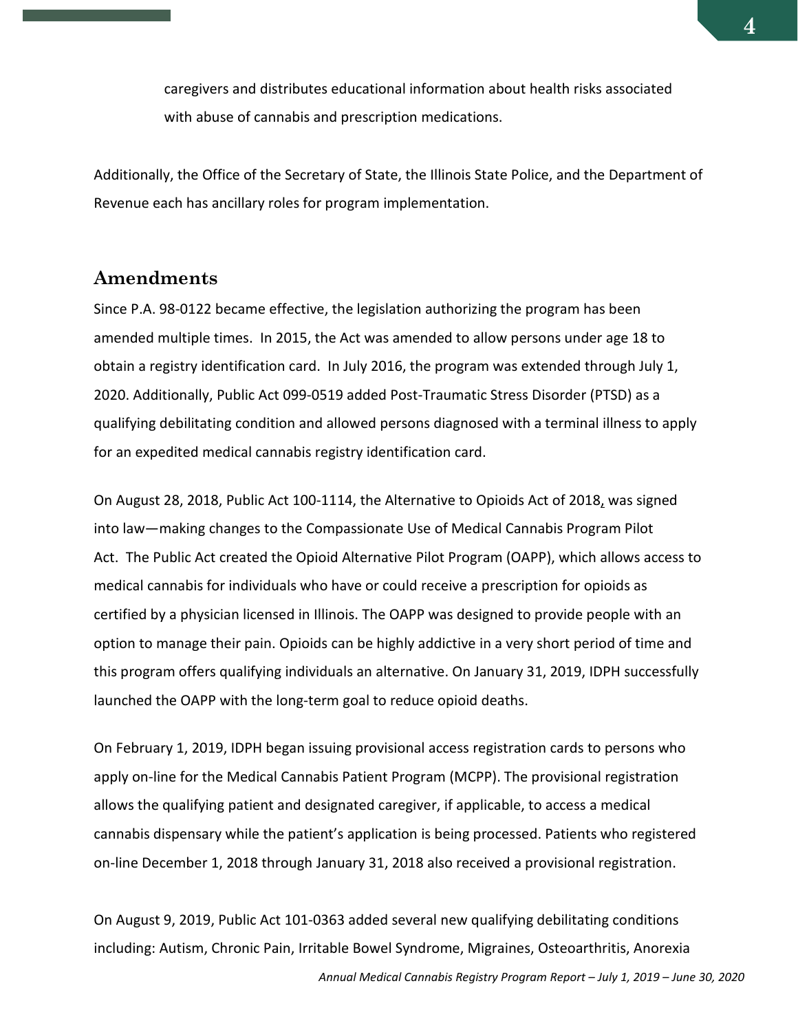caregivers and distributes educational information about health risks associated with abuse of cannabis and prescription medications.

Additionally, the Office of the Secretary of State, the Illinois State Police, and the Department of Revenue each has ancillary roles for program implementation.

## Amendments

Since P.A. 98-0122 became effective, the legislation authorizing the program has been amended multiple times. In 2015, the Act was amended to allow persons under age 18 to obtain a registry identification card. In July 2016, the program was extended through July 1, 2020. Additionally, Public Act 099-0519 added Post-Traumatic Stress Disorder (PTSD) as a qualifying debilitating condition and allowed persons diagnosed with a terminal illness to apply for an expedited medical cannabis registry identification card.

On August 28, 2018, Public Act 100-1114, the Alternative to Opioids Act of 2018, was signed into law—making changes to the Compassionate Use of Medical Cannabis Program Pilot Act. The Public Act created the Opioid Alternative Pilot Program (OAPP), which allows access to medical cannabis for individuals who have or could receive a prescription for opioids as certified by a physician licensed in Illinois. The OAPP was designed to provide people with an option to manage their pain. Opioids can be highly addictive in a very short period of time and this program offers qualifying individuals an alternative. On January 31, 2019, IDPH successfully launched the OAPP with the long-term goal to reduce opioid deaths.

On February 1, 2019, IDPH began issuing provisional access registration cards to persons who apply on-line for the Medical Cannabis Patient Program (MCPP). The provisional registration allows the qualifying patient and designated caregiver, if applicable, to access a medical cannabis dispensary while the patient's application is being processed. Patients who registered on-line December 1, 2018 through January 31, 2018 also received a provisional registration.

On August 9, 2019, Public Act 101-0363 added several new qualifying debilitating conditions including: Autism, Chronic Pain, Irritable Bowel Syndrome, Migraines, Osteoarthritis, Anorexia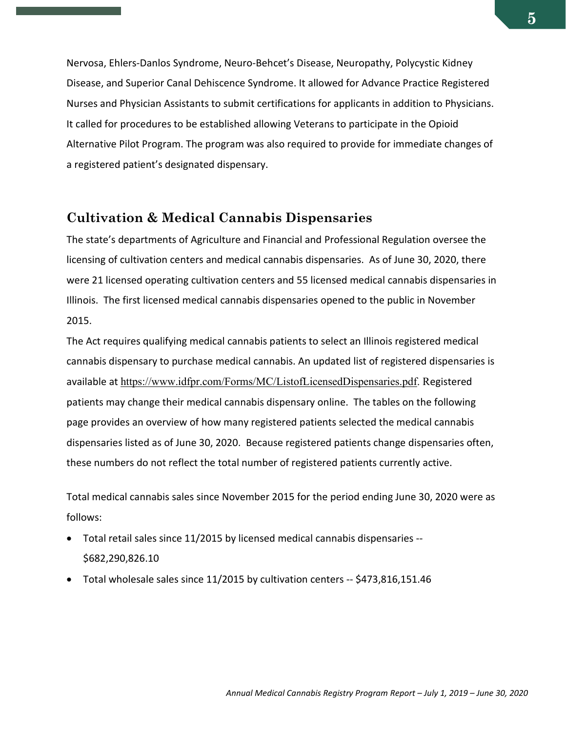Nervosa, Ehlers-Danlos Syndrome, Neuro-Behcet's Disease, Neuropathy, Polycystic Kidney Disease, and Superior Canal Dehiscence Syndrome. It allowed for Advance Practice Registered Nurses and Physician Assistants to submit certifications for applicants in addition to Physicians. It called for procedures to be established allowing Veterans to participate in the Opioid Alternative Pilot Program. The program was also required to provide for immediate changes of a registered patient's designated dispensary.

## Cultivation & Medical Cannabis Dispensaries

The state's departments of Agriculture and Financial and Professional Regulation oversee the licensing of cultivation centers and medical cannabis dispensaries. As of June 30, 2020, there were 21 licensed operating cultivation centers and 55 licensed medical cannabis dispensaries in Illinois. The first licensed medical cannabis dispensaries opened to the public in November 2015.

The Act requires qualifying medical cannabis patients to select an Illinois registered medical cannabis dispensary to purchase medical cannabis. An updated list of registered dispensaries is available at https://www.idfpr.com/Forms/MC/ListofLicensedDispensaries.pdf. Registered patients may change their medical cannabis dispensary online. The tables on the following page provides an overview of how many registered patients selected the medical cannabis dispensaries listed as of June 30, 2020. Because registered patients change dispensaries often, these numbers do not reflect the total number of registered patients currently active.

Total medical cannabis sales since November 2015 for the period ending June 30, 2020 were as follows:

- Total retail sales since 11/2015 by licensed medical cannabis dispensaries -- $682,290,826.10
- Total wholesale sales since 11/2015 by cultivation centers -- $473,816,151.46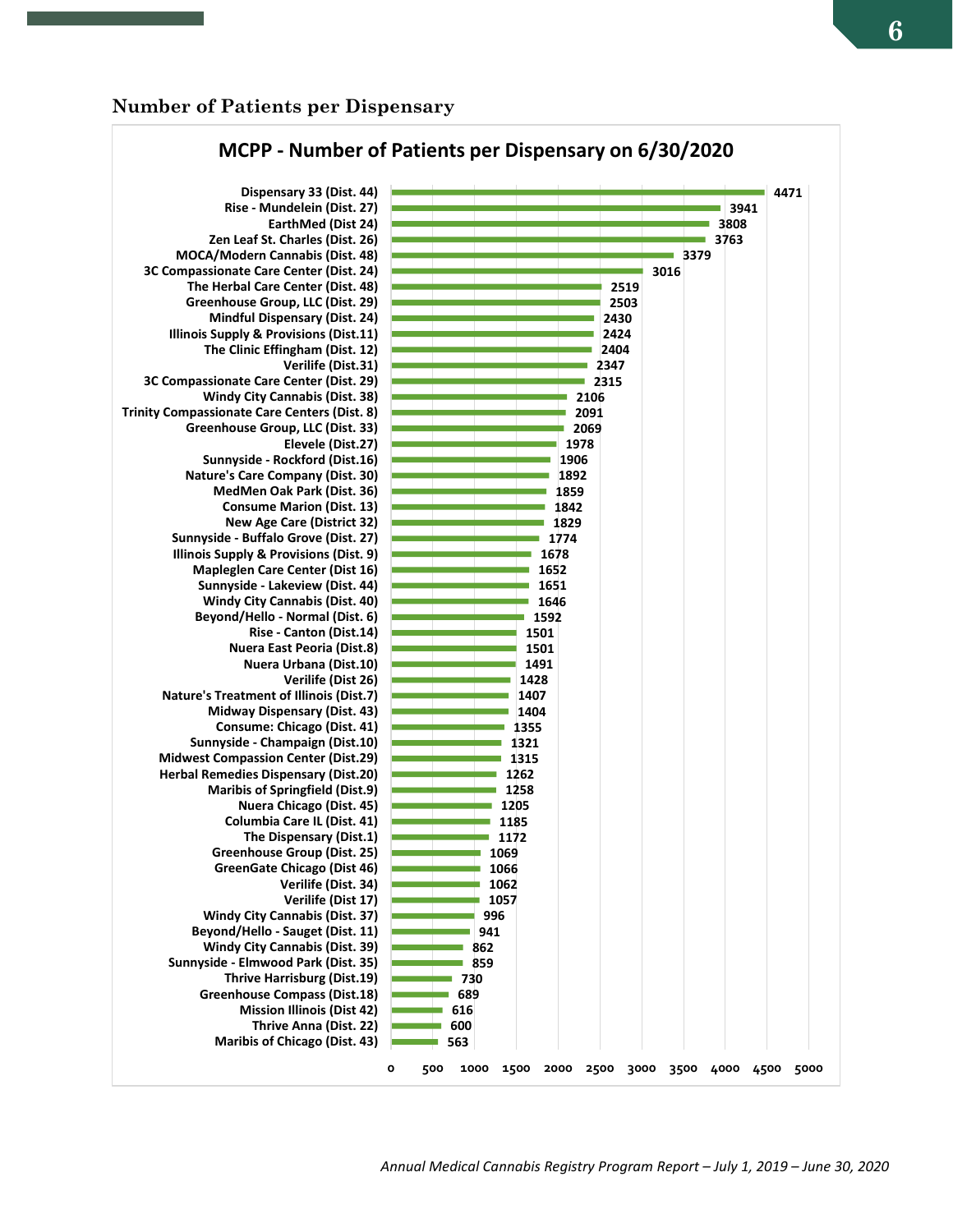## Number of Patients per Dispensary

**MCPP - Number of Patients per Dispensary on 6/30/2020**

| Dispensary | Number of Patients |
|---|---|
| Dispensary 33 (Dist. 44) | 4471 |
| Rise - Mundelein (Dist. 27) | 3941 |
| EarthMed (Dist 24) | 3808 |
| Zen Leaf St. Charles (Dist. 26) | 3763 |
| MOCA/Modern Cannabis (Dist. 48) | 3379 |
| 3C Compassionate Care Center (Dist. 24) | 3016 |
| The Herbal Care Center (Dist. 48) | 2519 |
| Greenhouse Group, LLC (Dist. 29) | 2503 |
| Mindful Dispensary (Dist. 24) | 2430 |
| Illinois Supply & Provisions (Dist.11) | 2424 |
| The Clinic Effingham (Dist. 12) | 2404 |
| Verilife (Dist.31) | 2347 |
| 3C Compassionate Care Center (Dist. 29) | 2315 |
| Windy City Cannabis (Dist. 38) | 2106 |
| Trinity Compassionate Care Centers (Dist. 8) | 2091 |
| Greenhouse Group, LLC (Dist. 33) | 2069 |
| Elevele (Dist.27) | 1978 |
| Sunnyside - Rockford (Dist.16) | 1906 |
| Nature's Care Company (Dist. 30) | 1892 |
| MedMen Oak Park (Dist. 36) | 1859 |
| Consume Marion (Dist. 13) | 1842 |
| New Age Care (District 32) | 1829 |
| Sunnyside - Buffalo Grove (Dist. 27) | 1774 |
| Illinois Supply & Provisions (Dist. 9) | 1678 |
| Mapleglen Care Center (Dist 16) | 1652 |
| Sunnyside - Lakeview (Dist. 44) | 1651 |
| Windy City Cannabis (Dist. 40) | 1646 |
| Beyond/Hello - Normal (Dist. 6) | 1592 |
| Rise - Canton (Dist.14) | 1501 |
| Nuera East Peoria (Dist.8) | 1501 |
| Nuera Urbana (Dist.10) | 1491 |
| Verilife (Dist 26) | 1428 |
| Nature's Treatment of Illinois (Dist.7) | 1407 |
| Midway Dispensary (Dist. 43) | 1404 |
| Consume: Chicago (Dist. 41) | 1355 |
| Sunnyside - Champaign (Dist.10) | 1321 |
| Midwest Compassion Center (Dist.29) | 1315 |
| Herbal Remedies Dispensary (Dist.20) | 1262 |
| Maribis of Springfield (Dist.9) | 1258 |
| Nuera Chicago (Dist. 45) | 1205 |
| Columbia Care IL (Dist. 41) | 1185 |
| The Dispensary (Dist.1) | 1172 |
| Greenhouse Group (Dist. 25) | 1069 |
| GreenGate Chicago (Dist 46) | 1066 |
| Verilife (Dist. 34) | 1062 |
| Verilife (Dist 17) | 1057 |
| Windy City Cannabis (Dist. 37) | 996 |
| Beyond/Hello - Sauget (Dist. 11) | 941 |
| Windy City Cannabis (Dist. 39) | 862 |
| Sunnyside - Elmwood Park (Dist. 35) | 859 |
| Thrive Harrisburg (Dist.19) | 730 |
| Greenhouse Compass (Dist.18) | 689 |
| Mission Illinois (Dist 42) | 616 |
| Thrive Anna (Dist. 22) | 600 |
| Maribis of Chicago (Dist. 43) | 563 |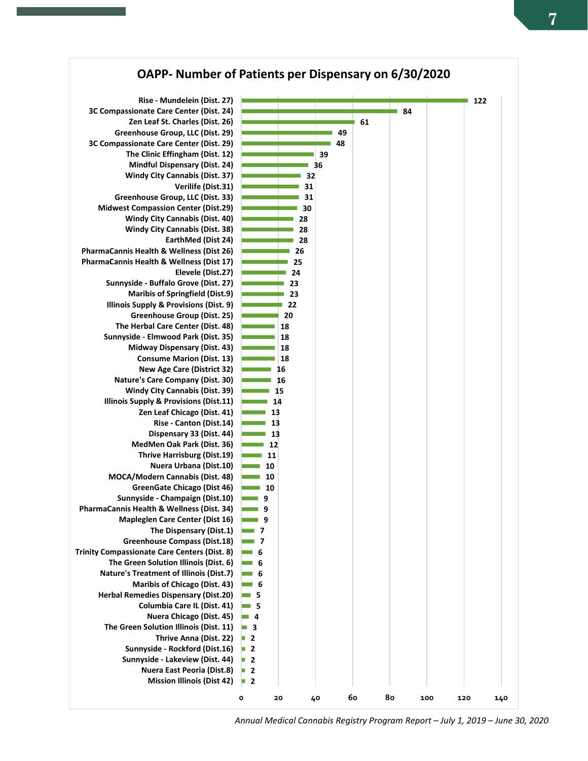## OAPP- Number of Patients per Dispensary on 6/30/2020

| Dispensary | Number of Patients |
| --- | --- |
| Rise - Mundelein (Dist. 27) | 122 |
| 3C Compassionate Care Center (Dist. 24) | 84 |
| Zen Leaf St. Charles (Dist. 26) | 61 |
| Greenhouse Group, LLC (Dist. 29) | 49 |
| 3C Compassionate Care Center (Dist. 29) | 48 |
| The Clinic Effingham (Dist. 12) | 39 |
| Mindful Dispensary (Dist. 24) | 36 |
| Windy City Cannabis (Dist. 37) | 32 |
| Verilife (Dist.31) | 31 |
| Greenhouse Group, LLC (Dist. 33) | 31 |
| Midwest Compassion Center (Dist.29) | 30 |
| Windy City Cannabis (Dist. 40) | 28 |
| Windy City Cannabis (Dist. 38) | 28 |
| EarthMed (Dist 24) | 28 |
| PharmaCannis Health & Wellness (Dist 26) | 26 |
| PharmaCannis Health & Wellness (Dist 17) | 25 |
| Elevele (Dist.27) | 24 |
| Sunnyside - Buffalo Grove (Dist. 27) | 23 |
| Maribis of Springfield (Dist.9) | 23 |
| Illinois Supply & Provisions (Dist. 9) | 22 |
| Greenhouse Group (Dist. 25) | 20 |
| The Herbal Care Center (Dist. 48) | 18 |
| Sunnyside - Elmwood Park (Dist. 35) | 18 |
| Midway Dispensary (Dist. 43) | 18 |
| Consume Marion (Dist. 13) | 18 |
| New Age Care (District 32) | 16 |
| Nature's Care Company (Dist. 30) | 16 |
| Windy City Cannabis (Dist. 39) | 15 |
| Illinois Supply & Provisions (Dist.11) | 14 |
| Zen Leaf Chicago (Dist. 41) | 13 |
| Rise - Canton (Dist.14) | 13 |
| Dispensary 33 (Dist. 44) | 13 |
| MedMen Oak Park (Dist. 36) | 12 |
| Thrive Harrisburg (Dist.19) | 11 |
| Nuera Urbana (Dist.10) | 10 |
| MOCA/Modern Cannabis (Dist. 48) | 10 |
| GreenGate Chicago (Dist 46) | 10 |
| Sunnyside - Champaign (Dist.10) | 9 |
| PharmaCannis Health & Wellness (Dist. 34) | 9 |
| Mapleglen Care Center (Dist 16) | 9 |
| The Dispensary (Dist.1) | 7 |
| Greenhouse Compass (Dist.18) | 7 |
| Trinity Compassionate Care Centers (Dist. 8) | 6 |
| The Green Solution Illinois (Dist. 6) | 6 |
| Nature's Treatment of Illinois (Dist.7) | 6 |
| Maribis of Chicago (Dist. 43) | 6 |
| Herbal Remedies Dispensary (Dist.20) | 5 |
| Columbia Care IL (Dist. 41) | 5 |
| Nuera Chicago (Dist. 45) | 4 |
| The Green Solution Illinois (Dist. 11) | 3 |
| Thrive Anna (Dist. 22) | 2 |
| Sunnyside - Rockford (Dist.16) | 2 |
| Sunnyside - Lakeview (Dist. 44) | 2 |
| Nuera East Peoria (Dist.8) | 2 |
| Mission Illinois (Dist 42) | 2 |

*Annual Medical Cannabis Registry Program Report – July 1, 2019 – June 30, 2020*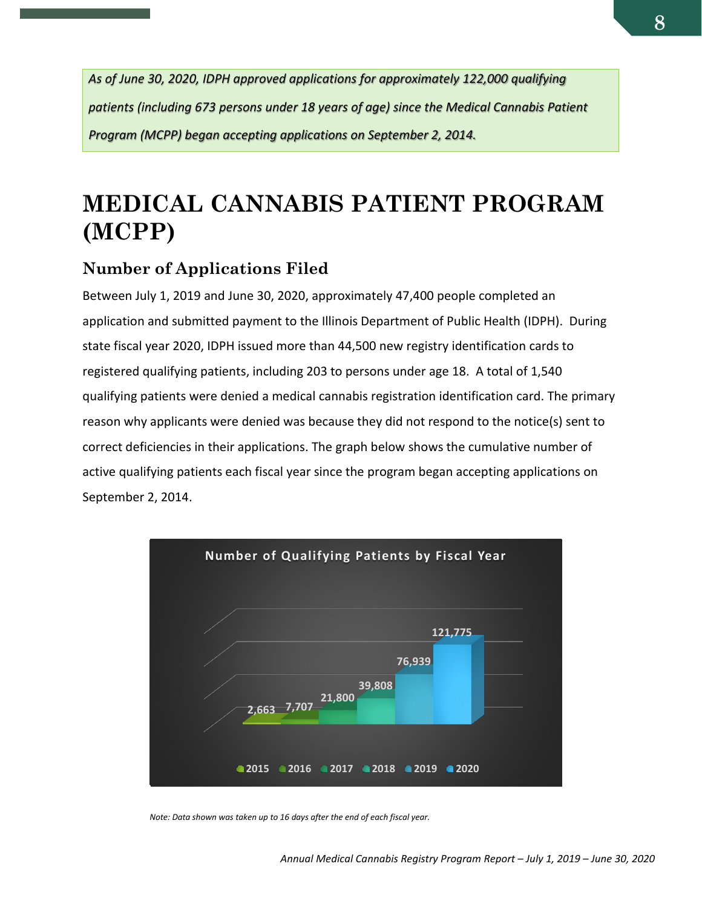*As of June 30, 2020, IDPH approved applications for approximately 122,000 qualifying patients (including 673 persons under 18 years of age) since the Medical Cannabis Patient Program (MCPP) began accepting applications on September 2, 2014.*

# MEDICAL CANNABIS PATIENT PROGRAM (MCPP)

## Number of Applications Filed

Between July 1, 2019 and June 30, 2020, approximately 47,400 people completed an application and submitted payment to the Illinois Department of Public Health (IDPH). During state fiscal year 2020, IDPH issued more than 44,500 new registry identification cards to registered qualifying patients, including 203 to persons under age 18. A total of 1,540 qualifying patients were denied a medical cannabis registration identification card. The primary reason why applicants were denied was because they did not respond to the notice(s) sent to correct deficiencies in their applications. The graph below shows the cumulative number of active qualifying patients each fiscal year since the program began accepting applications on September 2, 2014.

**Number of Qualifying Patients by Fiscal Year**

| Fiscal Year | Number of Qualifying Patients |
|---|---|
| 2015 | 2,663 |
| 2016 | 7,707 |
| 2017 | 21,800 |
| 2018 | 39,808 |
| 2019 | 76,939 |
| 2020 | 121,775 |

*Note: Data shown was taken up to 16 days after the end of each fiscal year.*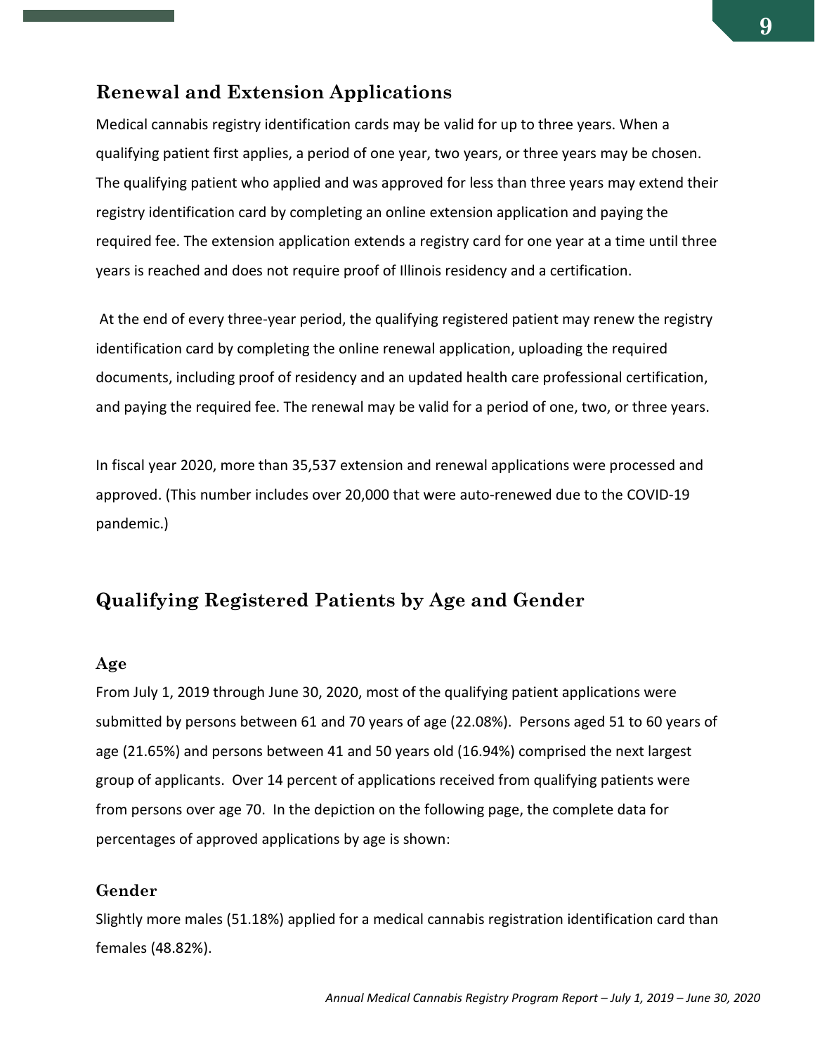## Renewal and Extension Applications

Medical cannabis registry identification cards may be valid for up to three years. When a qualifying patient first applies, a period of one year, two years, or three years may be chosen. The qualifying patient who applied and was approved for less than three years may extend their registry identification card by completing an online extension application and paying the required fee. The extension application extends a registry card for one year at a time until three years is reached and does not require proof of Illinois residency and a certification.

At the end of every three-year period, the qualifying registered patient may renew the registry identification card by completing the online renewal application, uploading the required documents, including proof of residency and an updated health care professional certification, and paying the required fee. The renewal may be valid for a period of one, two, or three years.

In fiscal year 2020, more than 35,537 extension and renewal applications were processed and approved. (This number includes over 20,000 that were auto-renewed due to the COVID-19 pandemic.)

## Qualifying Registered Patients by Age and Gender

### Age

From July 1, 2019 through June 30, 2020, most of the qualifying patient applications were submitted by persons between 61 and 70 years of age (22.08%). Persons aged 51 to 60 years of age (21.65%) and persons between 41 and 50 years old (16.94%) comprised the next largest group of applicants. Over 14 percent of applications received from qualifying patients were from persons over age 70. In the depiction on the following page, the complete data for percentages of approved applications by age is shown:

### Gender

Slightly more males (51.18%) applied for a medical cannabis registration identification card than females (48.82%).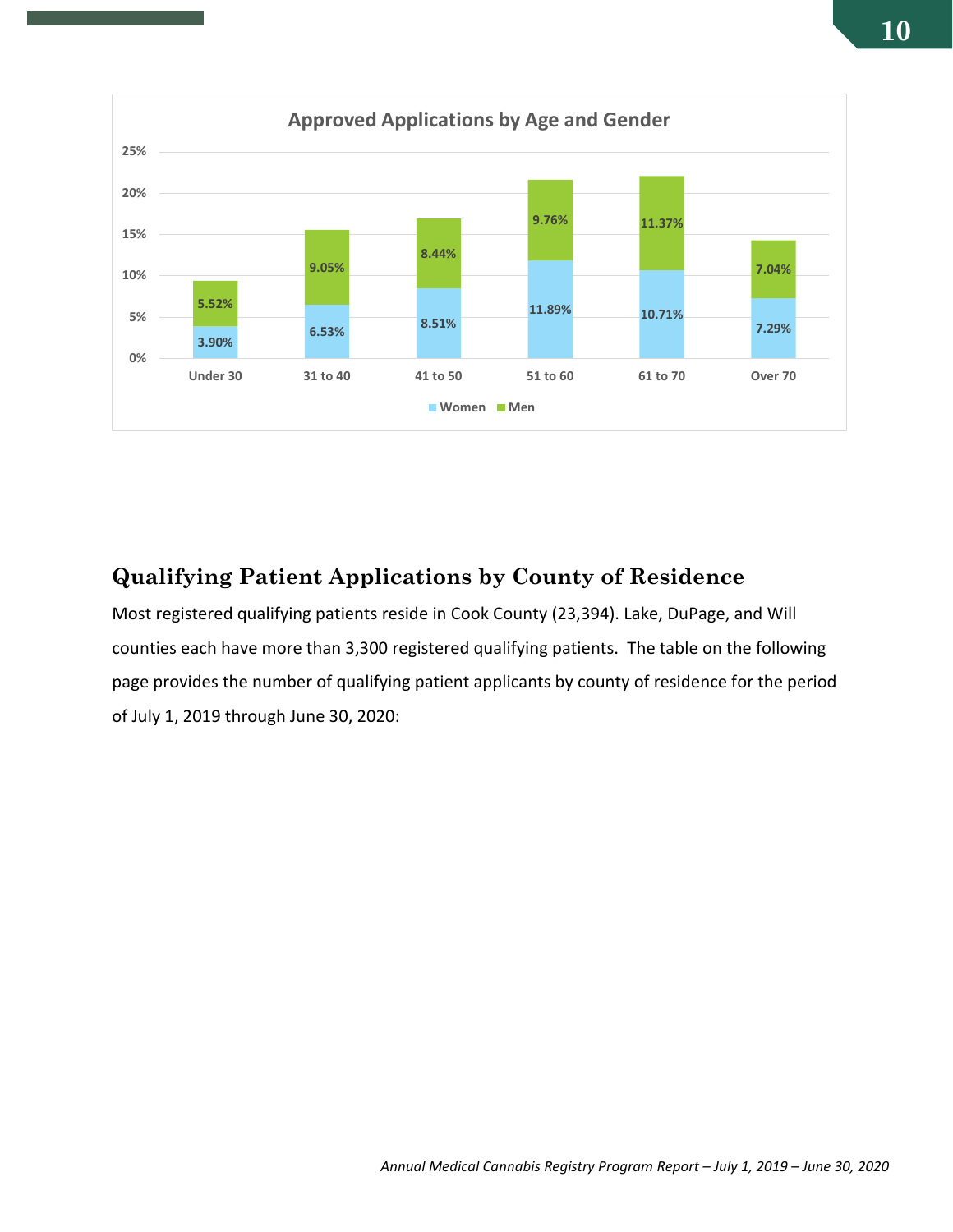## Approved Applications by Age and Gender

| Age Group | Women | Men |
|---|---|---|
| Under 30 | 3.90% | 5.52% |
| 31 to 40 | 6.53% | 9.05% |
| 41 to 50 | 8.51% | 8.44% |
| 51 to 60 | 11.89% | 9.76% |
| 61 to 70 | 10.71% | 11.37% |
| Over 70 | 7.29% | 7.04% |

## Qualifying Patient Applications by County of Residence

Most registered qualifying patients reside in Cook County (23,394). Lake, DuPage, and Will counties each have more than 3,300 registered qualifying patients. The table on the following page provides the number of qualifying patient applicants by county of residence for the period of July 1, 2019 through June 30, 2020: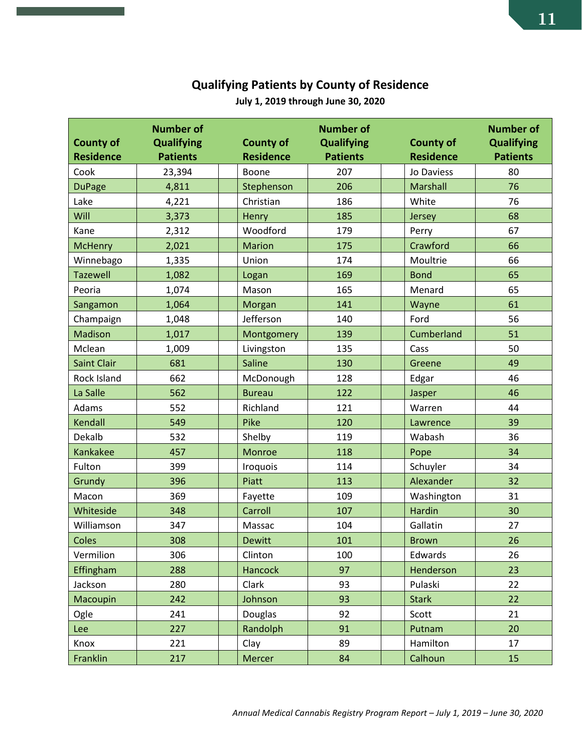## Qualifying Patients by County of Residence

**July 1, 2019 through June 30, 2020**

| County of Residence | Number of Qualifying Patients | | County of Residence | Number of Qualifying Patients | | County of Residence | Number of Qualifying Patients |
|---|---|---|---|---|---|---|---|
| Cook | 23,394 | | Boone | 207 | | Jo Daviess | 80 |
| DuPage | 4,811 | | Stephenson | 206 | | Marshall | 76 |
| Lake | 4,221 | | Christian | 186 | | White | 76 |
| Will | 3,373 | | Henry | 185 | | Jersey | 68 |
| Kane | 2,312 | | Woodford | 179 | | Perry | 67 |
| McHenry | 2,021 | | Marion | 175 | | Crawford | 66 |
| Winnebago | 1,335 | | Union | 174 | | Moultrie | 66 |
| Tazewell | 1,082 | | Logan | 169 | | Bond | 65 |
| Peoria | 1,074 | | Mason | 165 | | Menard | 65 |
| Sangamon | 1,064 | | Morgan | 141 | | Wayne | 61 |
| Champaign | 1,048 | | Jefferson | 140 | | Ford | 56 |
| Madison | 1,017 | | Montgomery | 139 | | Cumberland | 51 |
| Mclean | 1,009 | | Livingston | 135 | | Cass | 50 |
| Saint Clair | 681 | | Saline | 130 | | Greene | 49 |
| Rock Island | 662 | | McDonough | 128 | | Edgar | 46 |
| La Salle | 562 | | Bureau | 122 | | Jasper | 46 |
| Adams | 552 | | Richland | 121 | | Warren | 44 |
| Kendall | 549 | | Pike | 120 | | Lawrence | 39 |
| Dekalb | 532 | | Shelby | 119 | | Wabash | 36 |
| Kankakee | 457 | | Monroe | 118 | | Pope | 34 |
| Fulton | 399 | | Iroquois | 114 | | Schuyler | 34 |
| Grundy | 396 | | Piatt | 113 | | Alexander | 32 |
| Macon | 369 | | Fayette | 109 | | Washington | 31 |
| Whiteside | 348 | | Carroll | 107 | | Hardin | 30 |
| Williamson | 347 | | Massac | 104 | | Gallatin | 27 |
| Coles | 308 | | Dewitt | 101 | | Brown | 26 |
| Vermilion | 306 | | Clinton | 100 | | Edwards | 26 |
| Effingham | 288 | | Hancock | 97 | | Henderson | 23 |
| Jackson | 280 | | Clark | 93 | | Pulaski | 22 |
| Macoupin | 242 | | Johnson | 93 | | Stark | 22 |
| Ogle | 241 | | Douglas | 92 | | Scott | 21 |
| Lee | 227 | | Randolph | 91 | | Putnam | 20 |
| Knox | 221 | | Clay | 89 | | Hamilton | 17 |
| Franklin | 217 | | Mercer | 84 | | Calhoun | 15 |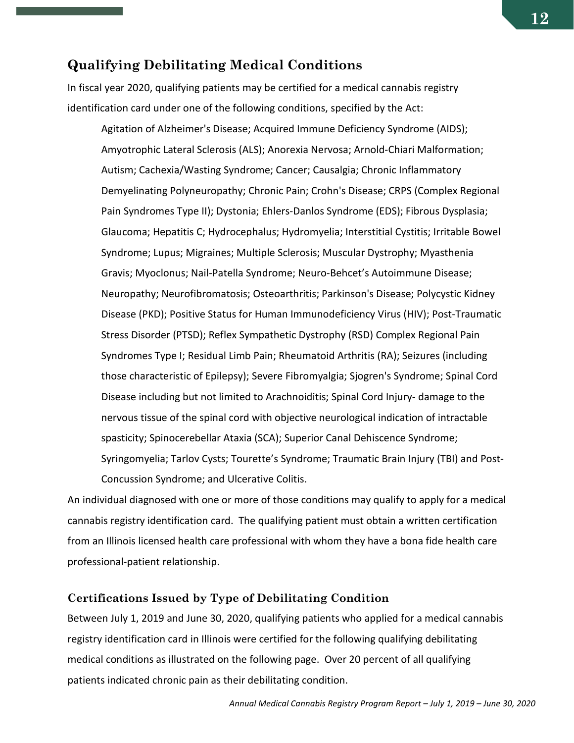## Qualifying Debilitating Medical Conditions

In fiscal year 2020, qualifying patients may be certified for a medical cannabis registry identification card under one of the following conditions, specified by the Act:

> Agitation of Alzheimer's Disease; Acquired Immune Deficiency Syndrome (AIDS); Amyotrophic Lateral Sclerosis (ALS); Anorexia Nervosa; Arnold-Chiari Malformation; Autism; Cachexia/Wasting Syndrome; Cancer; Causalgia; Chronic Inflammatory Demyelinating Polyneuropathy; Chronic Pain; Crohn's Disease; CRPS (Complex Regional Pain Syndromes Type II); Dystonia; Ehlers-Danlos Syndrome (EDS); Fibrous Dysplasia; Glaucoma; Hepatitis C; Hydrocephalus; Hydromyelia; Interstitial Cystitis; Irritable Bowel Syndrome; Lupus; Migraines; Multiple Sclerosis; Muscular Dystrophy; Myasthenia Gravis; Myoclonus; Nail-Patella Syndrome; Neuro-Behcet's Autoimmune Disease; Neuropathy; Neurofibromatosis; Osteoarthritis; Parkinson's Disease; Polycystic Kidney Disease (PKD); Positive Status for Human Immunodeficiency Virus (HIV); Post-Traumatic Stress Disorder (PTSD); Reflex Sympathetic Dystrophy (RSD) Complex Regional Pain Syndromes Type I; Residual Limb Pain; Rheumatoid Arthritis (RA); Seizures (including those characteristic of Epilepsy); Severe Fibromyalgia; Sjogren's Syndrome; Spinal Cord Disease including but not limited to Arachnoiditis; Spinal Cord Injury- damage to the nervous tissue of the spinal cord with objective neurological indication of intractable spasticity; Spinocerebellar Ataxia (SCA); Superior Canal Dehiscence Syndrome; Syringomyelia; Tarlov Cysts; Tourette's Syndrome; Traumatic Brain Injury (TBI) and Post-Concussion Syndrome; and Ulcerative Colitis.

An individual diagnosed with one or more of those conditions may qualify to apply for a medical cannabis registry identification card. The qualifying patient must obtain a written certification from an Illinois licensed health care professional with whom they have a bona fide health care professional-patient relationship.

### Certifications Issued by Type of Debilitating Condition

Between July 1, 2019 and June 30, 2020, qualifying patients who applied for a medical cannabis registry identification card in Illinois were certified for the following qualifying debilitating medical conditions as illustrated on the following page. Over 20 percent of all qualifying patients indicated chronic pain as their debilitating condition.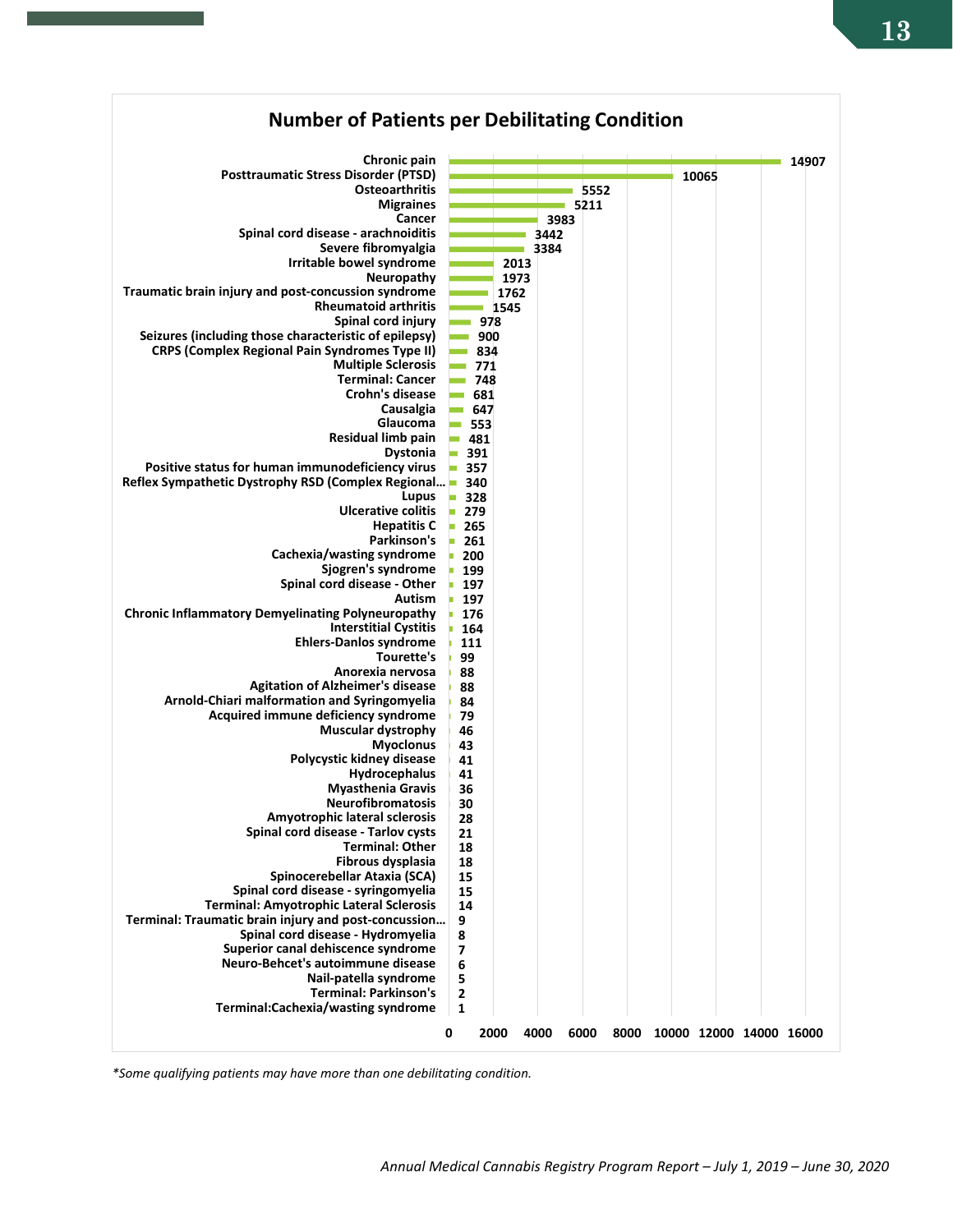## Number of Patients per Debilitating Condition

| Condition | Number of Patients |
| --- | --- |
| Chronic pain | 14907 |
| Posttraumatic Stress Disorder (PTSD) | 10065 |
| Osteoarthritis | 5552 |
| Migraines | 5211 |
| Cancer | 3983 |
| Spinal cord disease - arachnoiditis | 3442 |
| Severe fibromyalgia | 3384 |
| Irritable bowel syndrome | 2013 |
| Neuropathy | 1973 |
| Traumatic brain injury and post-concussion syndrome | 1762 |
| Rheumatoid arthritis | 1545 |
| Spinal cord injury | 978 |
| Seizures (including those characteristic of epilepsy) | 900 |
| CRPS (Complex Regional Pain Syndromes Type II) | 834 |
| Multiple Sclerosis | 771 |
| Terminal: Cancer | 748 |
| Crohn's disease | 681 |
| Causalgia | 647 |
| Glaucoma | 553 |
| Residual limb pain | 481 |
| Dystonia | 391 |
| Positive status for human immunodeficiency virus | 357 |
| Reflex Sympathetic Dystrophy RSD (Complex Regional... | 340 |
| Lupus | 328 |
| Ulcerative colitis | 279 |
| Hepatitis C | 265 |
| Parkinson's | 261 |
| Cachexia/wasting syndrome | 200 |
| Sjogren's syndrome | 199 |
| Spinal cord disease - Other | 197 |
| Autism | 197 |
| Chronic Inflammatory Demyelinating Polyneuropathy | 176 |
| Interstitial Cystitis | 164 |
| Ehlers-Danlos syndrome | 111 |
| Tourette's | 99 |
| Anorexia nervosa | 88 |
| Agitation of Alzheimer's disease | 88 |
| Arnold-Chiari malformation and Syringomyelia | 84 |
| Acquired immune deficiency syndrome | 79 |
| Muscular dystrophy | 46 |
| Myoclonus | 43 |
| Polycystic kidney disease | 41 |
| Hydrocephalus | 41 |
| Myasthenia Gravis | 36 |
| Neurofibromatosis | 30 |
| Amyotrophic lateral sclerosis | 28 |
| Spinal cord disease - Tarlov cysts | 21 |
| Terminal: Other | 18 |
| Fibrous dysplasia | 18 |
| Spinocerebellar Ataxia (SCA) | 15 |
| Spinal cord disease - syringomyelia | 15 |
| Terminal: Amyotrophic Lateral Sclerosis | 14 |
| Terminal: Traumatic brain injury and post-concussion... | 9 |
| Spinal cord disease - Hydromyelia | 8 |
| Superior canal dehiscence syndrome | 7 |
| Neuro-Behcet's autoimmune disease | 6 |
| Nail-patella syndrome | 5 |
| Terminal: Parkinson's | 2 |
| Terminal:Cachexia/wasting syndrome | 1 |

*\*Some qualifying patients may have more than one debilitating condition.*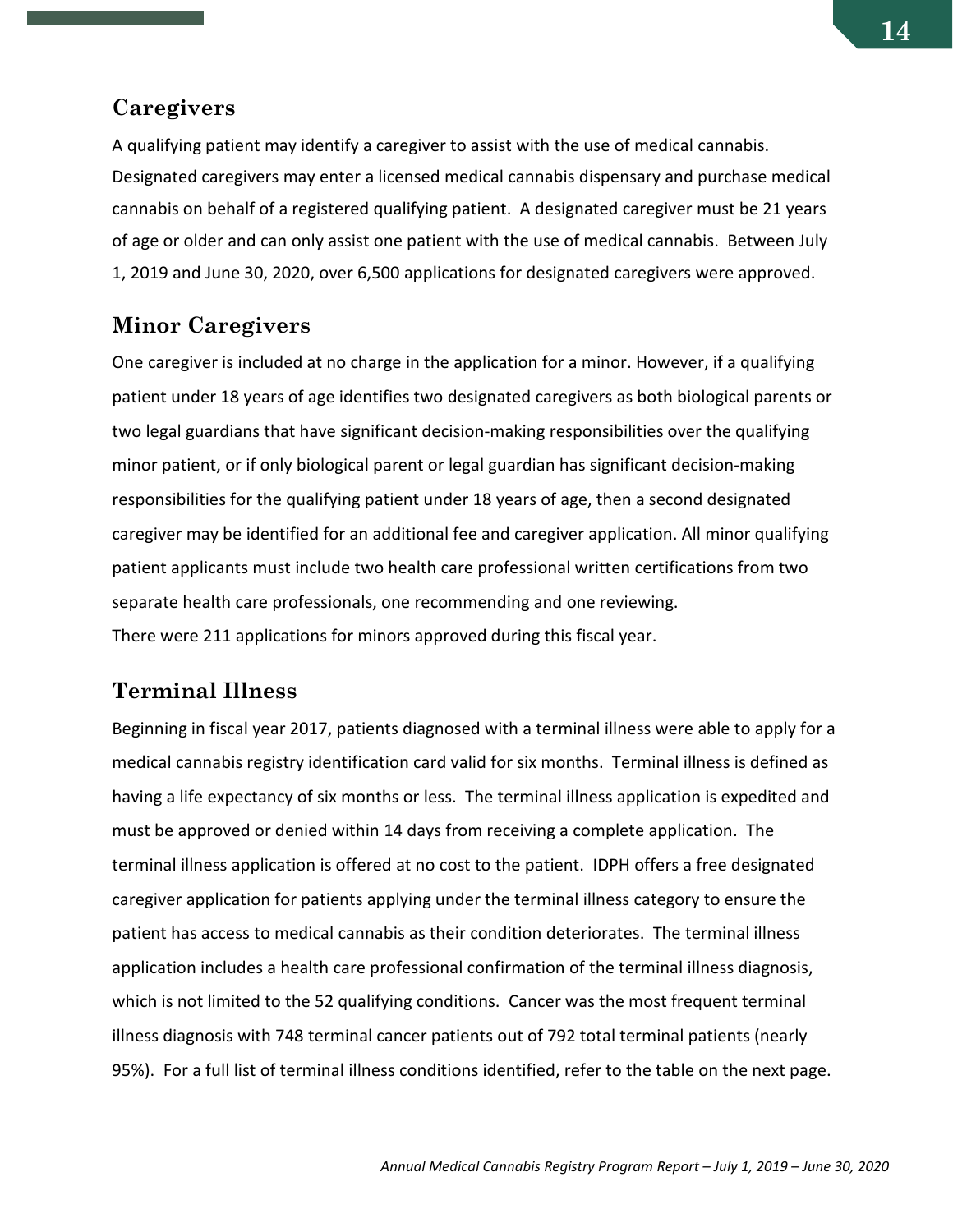## Caregivers

A qualifying patient may identify a caregiver to assist with the use of medical cannabis. Designated caregivers may enter a licensed medical cannabis dispensary and purchase medical cannabis on behalf of a registered qualifying patient. A designated caregiver must be 21 years of age or older and can only assist one patient with the use of medical cannabis. Between July 1, 2019 and June 30, 2020, over 6,500 applications for designated caregivers were approved.

## Minor Caregivers

One caregiver is included at no charge in the application for a minor. However, if a qualifying patient under 18 years of age identifies two designated caregivers as both biological parents or two legal guardians that have significant decision-making responsibilities over the qualifying minor patient, or if only biological parent or legal guardian has significant decision-making responsibilities for the qualifying patient under 18 years of age, then a second designated caregiver may be identified for an additional fee and caregiver application. All minor qualifying patient applicants must include two health care professional written certifications from two separate health care professionals, one recommending and one reviewing.
There were 211 applications for minors approved during this fiscal year.

## Terminal Illness

Beginning in fiscal year 2017, patients diagnosed with a terminal illness were able to apply for a medical cannabis registry identification card valid for six months. Terminal illness is defined as having a life expectancy of six months or less. The terminal illness application is expedited and must be approved or denied within 14 days from receiving a complete application. The terminal illness application is offered at no cost to the patient. IDPH offers a free designated caregiver application for patients applying under the terminal illness category to ensure the patient has access to medical cannabis as their condition deteriorates. The terminal illness application includes a health care professional confirmation of the terminal illness diagnosis, which is not limited to the 52 qualifying conditions. Cancer was the most frequent terminal illness diagnosis with 748 terminal cancer patients out of 792 total terminal patients (nearly 95%). For a full list of terminal illness conditions identified, refer to the table on the next page.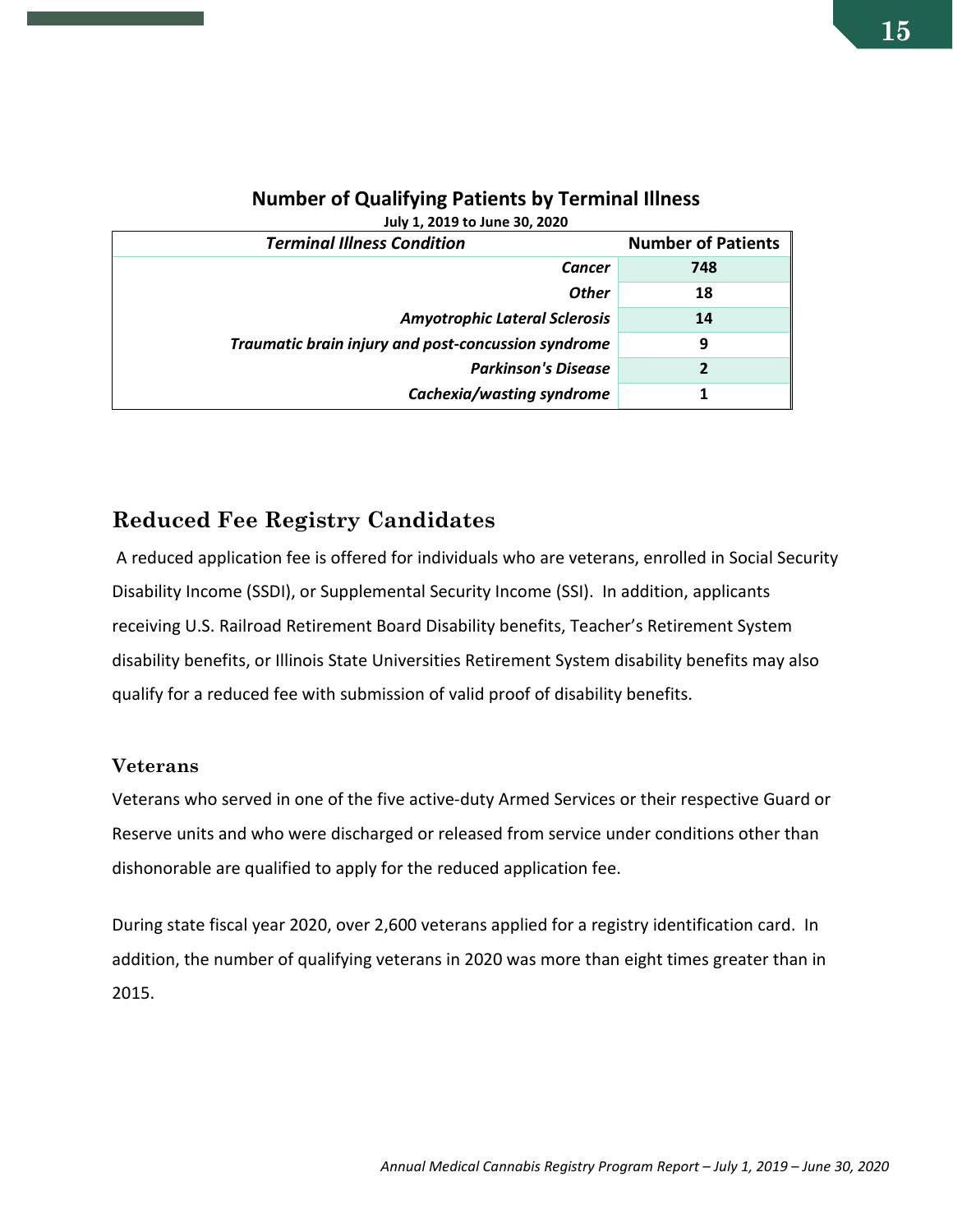**Number of Qualifying Patients by Terminal Illness**

**July 1, 2019 to June 30, 2020**

| *Terminal Illness Condition* | Number of Patients |
|---|---|
| ***Cancer*** | **748** |
| ***Other*** | **18** |
| ***Amyotrophic Lateral Sclerosis*** | **14** |
| ***Traumatic brain injury and post-concussion syndrome*** | **9** |
| ***Parkinson's Disease*** | **2** |
| ***Cachexia/wasting syndrome*** | **1** |

## Reduced Fee Registry Candidates

A reduced application fee is offered for individuals who are veterans, enrolled in Social Security Disability Income (SSDI), or Supplemental Security Income (SSI). In addition, applicants receiving U.S. Railroad Retirement Board Disability benefits, Teacher's Retirement System disability benefits, or Illinois State Universities Retirement System disability benefits may also qualify for a reduced fee with submission of valid proof of disability benefits.

### Veterans

Veterans who served in one of the five active-duty Armed Services or their respective Guard or Reserve units and who were discharged or released from service under conditions other than dishonorable are qualified to apply for the reduced application fee.

During state fiscal year 2020, over 2,600 veterans applied for a registry identification card. In addition, the number of qualifying veterans in 2020 was more than eight times greater than in 2015.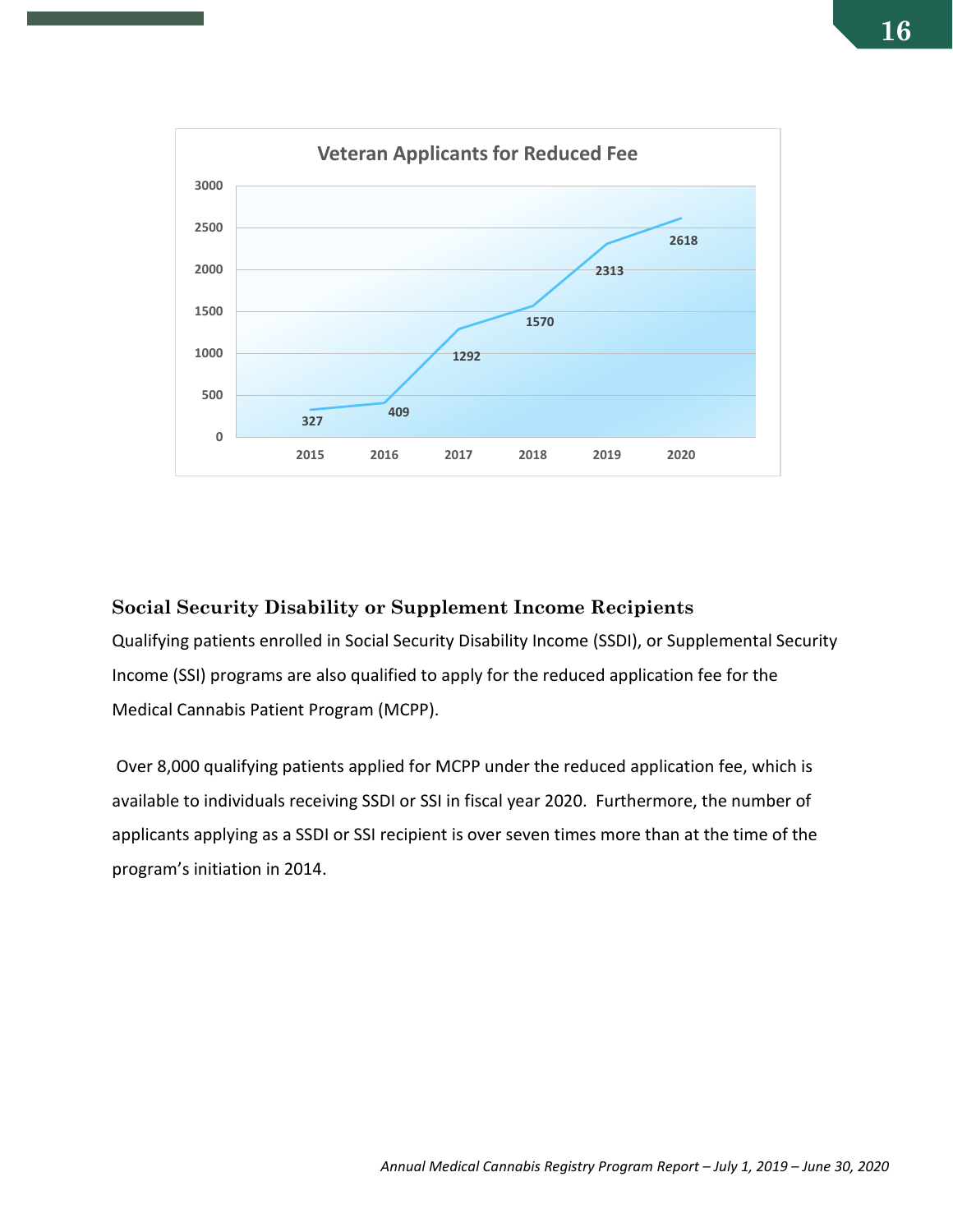**Veteran Applicants for Reduced Fee**

| Year | Applicants |
|---|---|
| 2015 | 327 |
| 2016 | 409 |
| 2017 | 1292 |
| 2018 | 1570 |
| 2019 | 2313 |
| 2020 | 2618 |

## Social Security Disability or Supplement Income Recipients

Qualifying patients enrolled in Social Security Disability Income (SSDI), or Supplemental Security Income (SSI) programs are also qualified to apply for the reduced application fee for the Medical Cannabis Patient Program (MCPP).

Over 8,000 qualifying patients applied for MCPP under the reduced application fee, which is available to individuals receiving SSDI or SSI in fiscal year 2020. Furthermore, the number of applicants applying as a SSDI or SSI recipient is over seven times more than at the time of the program's initiation in 2014.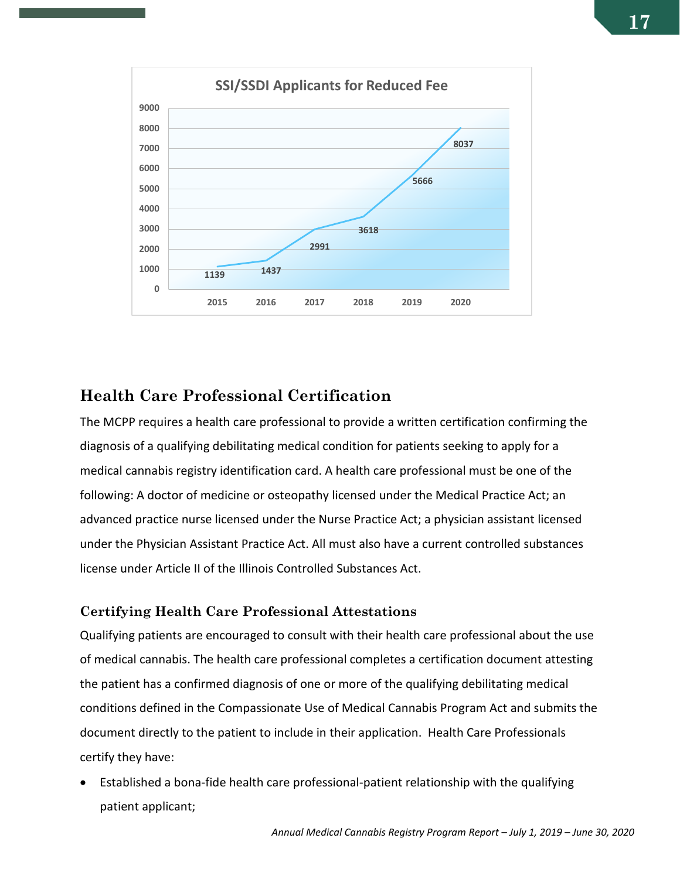**SSI/SSDI Applicants for Reduced Fee**

| Year | Applicants |
|---|---|
| 2015 | 1139 |
| 2016 | 1437 |
| 2017 | 2991 |
| 2018 | 3618 |
| 2019 | 5666 |
| 2020 | 8037 |

## Health Care Professional Certification

The MCPP requires a health care professional to provide a written certification confirming the diagnosis of a qualifying debilitating medical condition for patients seeking to apply for a medical cannabis registry identification card. A health care professional must be one of the following: A doctor of medicine or osteopathy licensed under the Medical Practice Act; an advanced practice nurse licensed under the Nurse Practice Act; a physician assistant licensed under the Physician Assistant Practice Act. All must also have a current controlled substances license under Article II of the Illinois Controlled Substances Act.

### Certifying Health Care Professional Attestations

Qualifying patients are encouraged to consult with their health care professional about the use of medical cannabis. The health care professional completes a certification document attesting the patient has a confirmed diagnosis of one or more of the qualifying debilitating medical conditions defined in the Compassionate Use of Medical Cannabis Program Act and submits the document directly to the patient to include in their application. Health Care Professionals certify they have:

- Established a bona-fide health care professional-patient relationship with the qualifying patient applicant;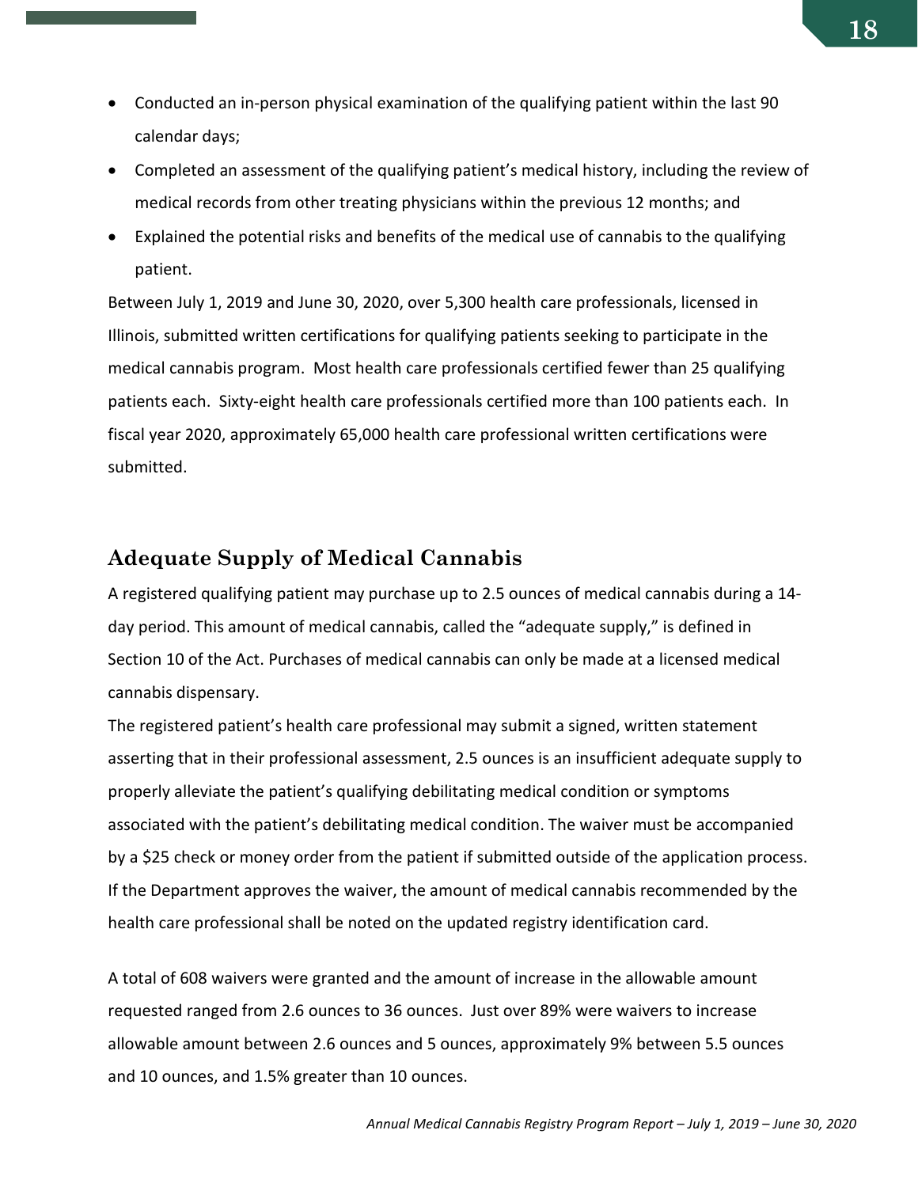- Conducted an in-person physical examination of the qualifying patient within the last 90 calendar days;
- Completed an assessment of the qualifying patient's medical history, including the review of medical records from other treating physicians within the previous 12 months; and
- Explained the potential risks and benefits of the medical use of cannabis to the qualifying patient.

Between July 1, 2019 and June 30, 2020, over 5,300 health care professionals, licensed in Illinois, submitted written certifications for qualifying patients seeking to participate in the medical cannabis program. Most health care professionals certified fewer than 25 qualifying patients each. Sixty-eight health care professionals certified more than 100 patients each. In fiscal year 2020, approximately 65,000 health care professional written certifications were submitted.

## Adequate Supply of Medical Cannabis

A registered qualifying patient may purchase up to 2.5 ounces of medical cannabis during a 14-day period. This amount of medical cannabis, called the "adequate supply," is defined in Section 10 of the Act. Purchases of medical cannabis can only be made at a licensed medical cannabis dispensary.

The registered patient's health care professional may submit a signed, written statement asserting that in their professional assessment, 2.5 ounces is an insufficient adequate supply to properly alleviate the patient's qualifying debilitating medical condition or symptoms associated with the patient's debilitating medical condition. The waiver must be accompanied by a $25 check or money order from the patient if submitted outside of the application process. If the Department approves the waiver, the amount of medical cannabis recommended by the health care professional shall be noted on the updated registry identification card.

A total of 608 waivers were granted and the amount of increase in the allowable amount requested ranged from 2.6 ounces to 36 ounces. Just over 89% were waivers to increase allowable amount between 2.6 ounces and 5 ounces, approximately 9% between 5.5 ounces and 10 ounces, and 1.5% greater than 10 ounces.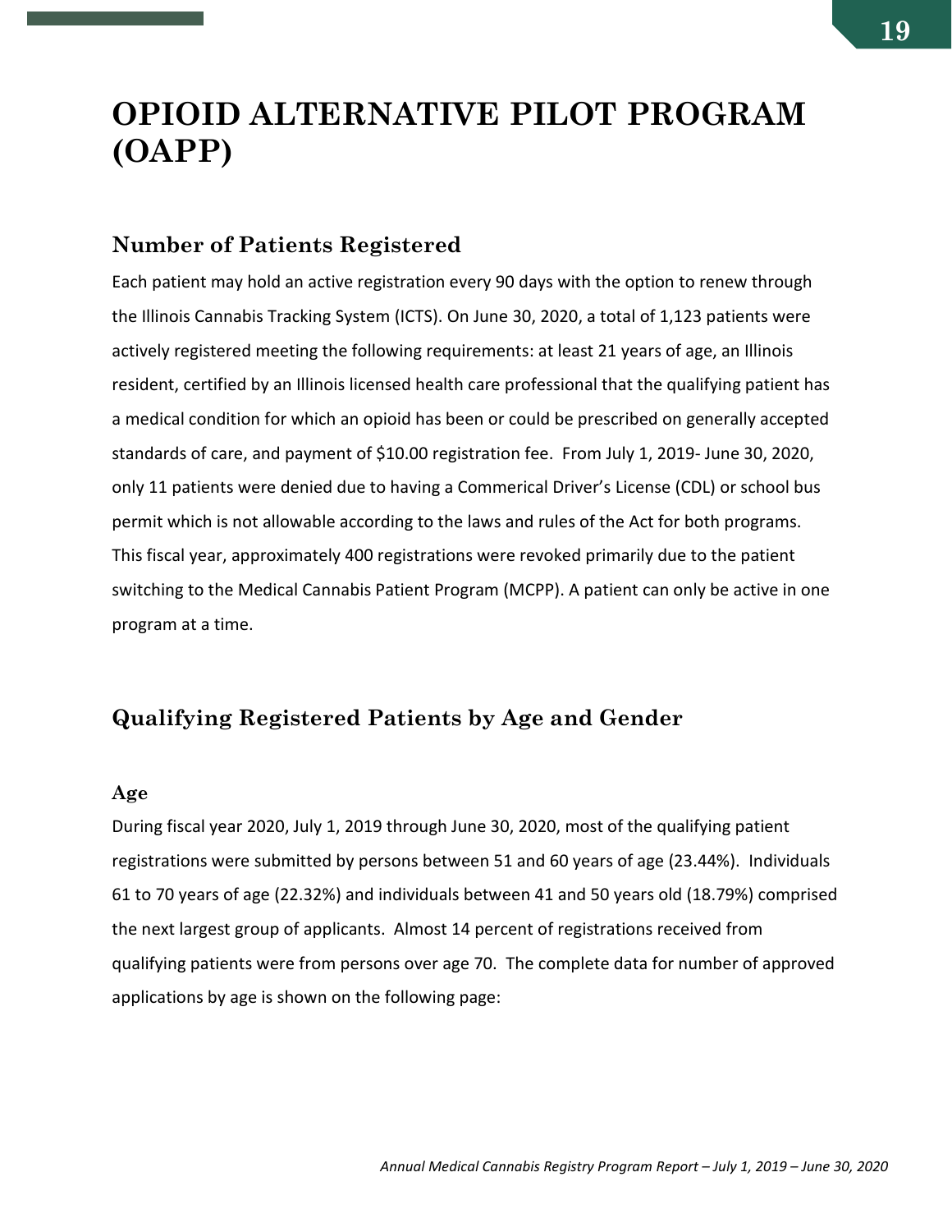# OPIOID ALTERNATIVE PILOT PROGRAM (OAPP)

## Number of Patients Registered

Each patient may hold an active registration every 90 days with the option to renew through the Illinois Cannabis Tracking System (ICTS). On June 30, 2020, a total of 1,123 patients were actively registered meeting the following requirements: at least 21 years of age, an Illinois resident, certified by an Illinois licensed health care professional that the qualifying patient has a medical condition for which an opioid has been or could be prescribed on generally accepted standards of care, and payment of $10.00 registration fee. From July 1, 2019- June 30, 2020, only 11 patients were denied due to having a Commerical Driver's License (CDL) or school bus permit which is not allowable according to the laws and rules of the Act for both programs. This fiscal year, approximately 400 registrations were revoked primarily due to the patient switching to the Medical Cannabis Patient Program (MCPP). A patient can only be active in one program at a time.

## Qualifying Registered Patients by Age and Gender

### Age

During fiscal year 2020, July 1, 2019 through June 30, 2020, most of the qualifying patient registrations were submitted by persons between 51 and 60 years of age (23.44%). Individuals 61 to 70 years of age (22.32%) and individuals between 41 and 50 years old (18.79%) comprised the next largest group of applicants. Almost 14 percent of registrations received from qualifying patients were from persons over age 70. The complete data for number of approved applications by age is shown on the following page: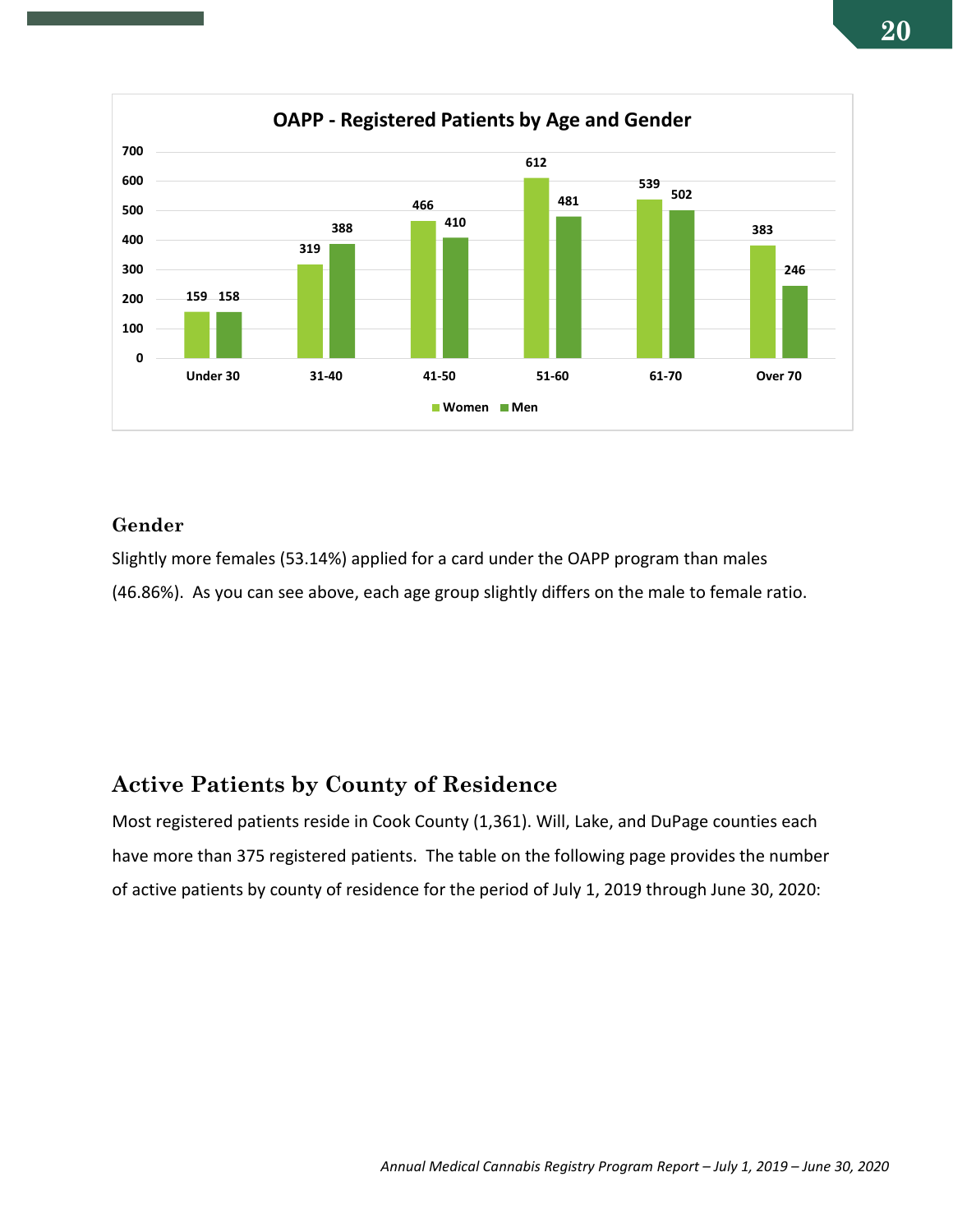**OAPP - Registered Patients by Age and Gender**

| Age Group | Women | Men |
|---|---|---|
| Under 30 | 159 | 158 |
| 31-40 | 319 | 388 |
| 41-50 | 466 | 410 |
| 51-60 | 612 | 481 |
| 61-70 | 539 | 502 |
| Over 70 | 383 | 246 |

### Gender

Slightly more females (53.14%) applied for a card under the OAPP program than males (46.86%). As you can see above, each age group slightly differs on the male to female ratio.

## Active Patients by County of Residence

Most registered patients reside in Cook County (1,361). Will, Lake, and DuPage counties each have more than 375 registered patients. The table on the following page provides the number of active patients by county of residence for the period of July 1, 2019 through June 30, 2020: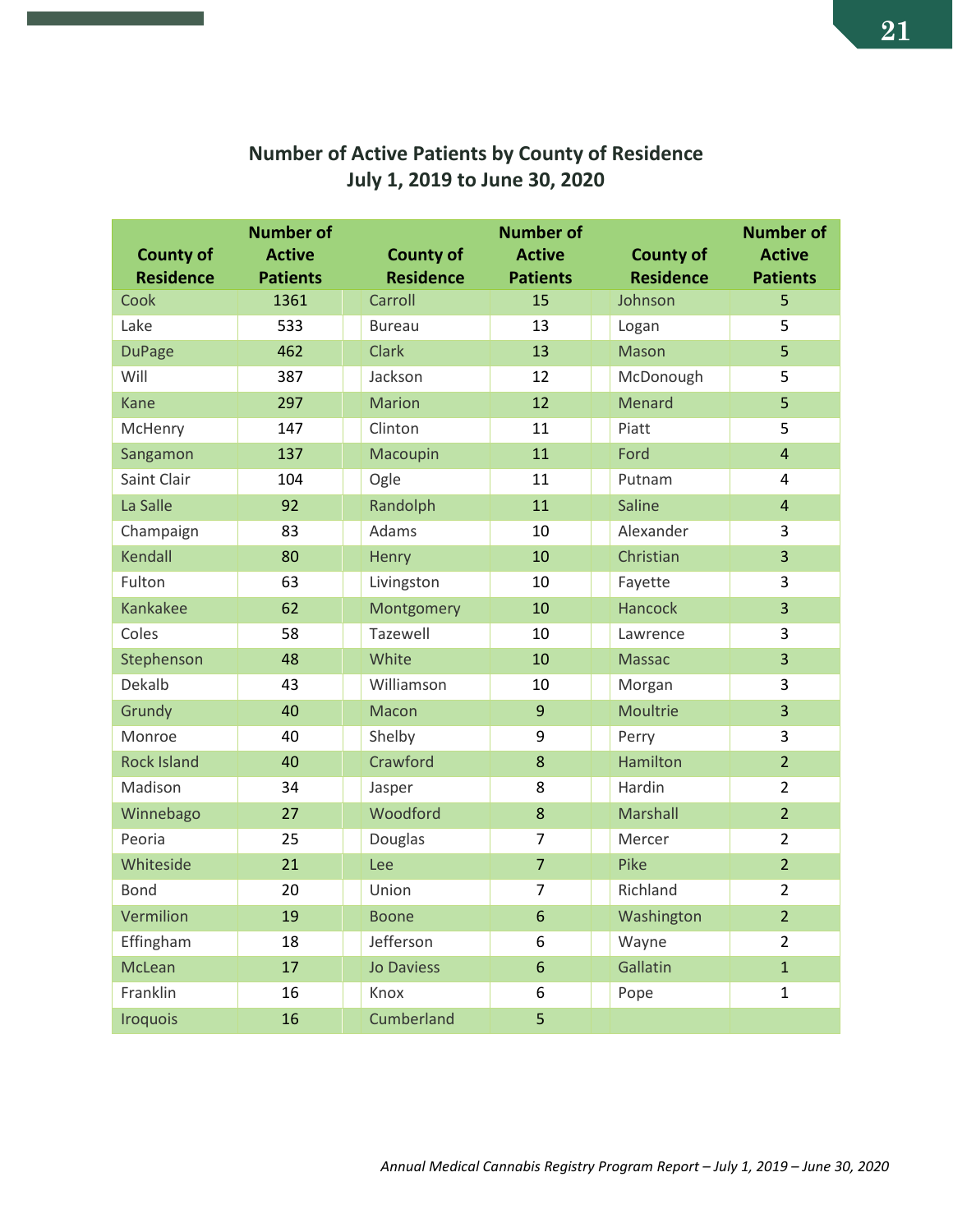## Number of Active Patients by County of Residence
## July 1, 2019 to June 30, 2020

| County of Residence | Number of Active Patients | County of Residence | Number of Active Patients | County of Residence | Number of Active Patients |
|---|---|---|---|---|---|
| Cook | 1361 | Carroll | 15 | Johnson | 5 |
| Lake | 533 | Bureau | 13 | Logan | 5 |
| DuPage | 462 | Clark | 13 | Mason | 5 |
| Will | 387 | Jackson | 12 | McDonough | 5 |
| Kane | 297 | Marion | 12 | Menard | 5 |
| McHenry | 147 | Clinton | 11 | Piatt | 5 |
| Sangamon | 137 | Macoupin | 11 | Ford | 4 |
| Saint Clair | 104 | Ogle | 11 | Putnam | 4 |
| La Salle | 92 | Randolph | 11 | Saline | 4 |
| Champaign | 83 | Adams | 10 | Alexander | 3 |
| Kendall | 80 | Henry | 10 | Christian | 3 |
| Fulton | 63 | Livingston | 10 | Fayette | 3 |
| Kankakee | 62 | Montgomery | 10 | Hancock | 3 |
| Coles | 58 | Tazewell | 10 | Lawrence | 3 |
| Stephenson | 48 | White | 10 | Massac | 3 |
| Dekalb | 43 | Williamson | 10 | Morgan | 3 |
| Grundy | 40 | Macon | 9 | Moultrie | 3 |
| Monroe | 40 | Shelby | 9 | Perry | 3 |
| Rock Island | 40 | Crawford | 8 | Hamilton | 2 |
| Madison | 34 | Jasper | 8 | Hardin | 2 |
| Winnebago | 27 | Woodford | 8 | Marshall | 2 |
| Peoria | 25 | Douglas | 7 | Mercer | 2 |
| Whiteside | 21 | Lee | 7 | Pike | 2 |
| Bond | 20 | Union | 7 | Richland | 2 |
| Vermilion | 19 | Boone | 6 | Washington | 2 |
| Effingham | 18 | Jefferson | 6 | Wayne | 2 |
| McLean | 17 | Jo Daviess | 6 | Gallatin | 1 |
| Franklin | 16 | Knox | 6 | Pope | 1 |
| Iroquois | 16 | Cumberland | 5 | | |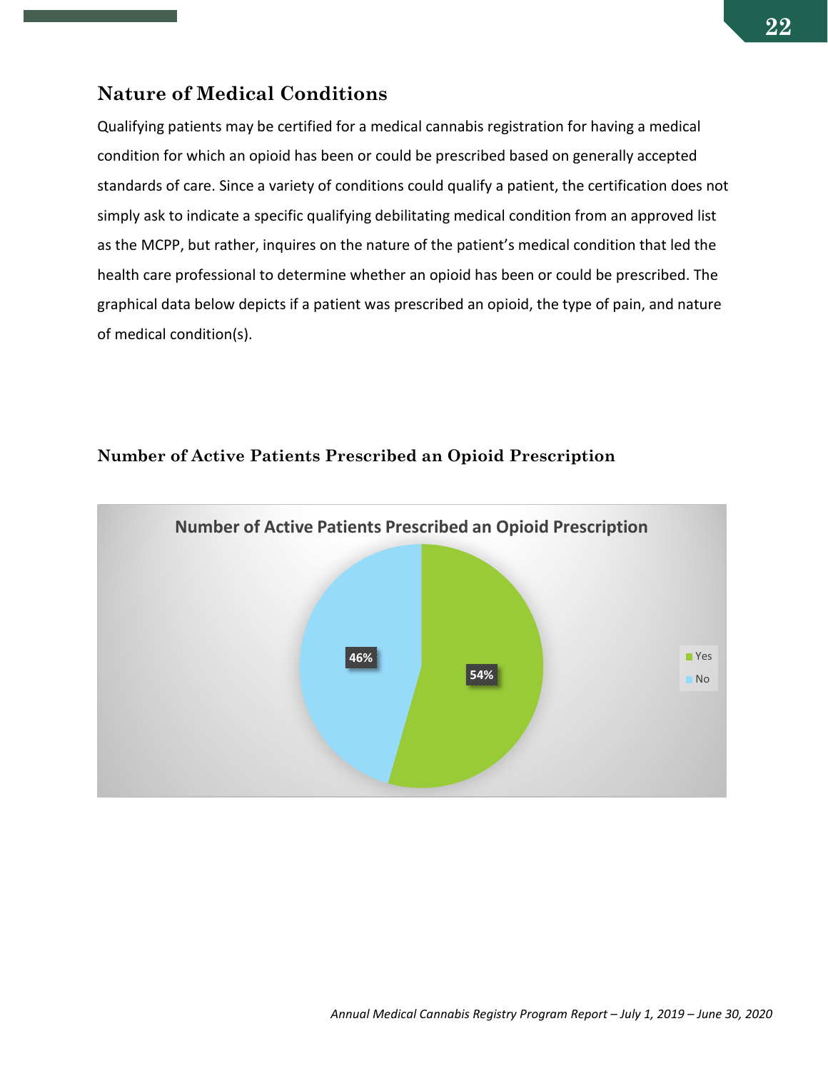## Nature of Medical Conditions

Qualifying patients may be certified for a medical cannabis registration for having a medical condition for which an opioid has been or could be prescribed based on generally accepted standards of care. Since a variety of conditions could qualify a patient, the certification does not simply ask to indicate a specific qualifying debilitating medical condition from an approved list as the MCPP, but rather, inquires on the nature of the patient's medical condition that led the health care professional to determine whether an opioid has been or could be prescribed. The graphical data below depicts if a patient was prescribed an opioid, the type of pain, and nature of medical condition(s).

### Number of Active Patients Prescribed an Opioid Prescription

**Number of Active Patients Prescribed an Opioid Prescription**

| Response | Percentage |
|---|---|
| Yes | 54% |
| No | 46% |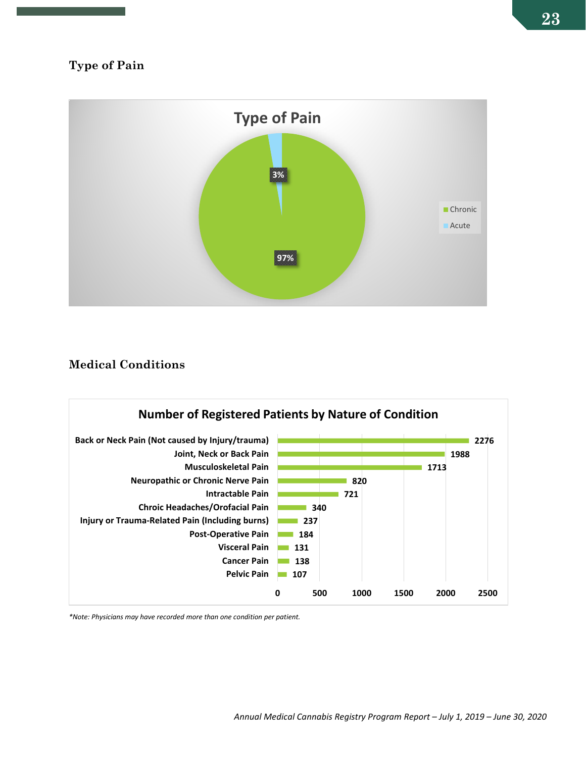## Type of Pain

**Type of Pain**

| Type | Percentage |
|---|---|
| Chronic | 97% |
| Acute | 3% |

## Medical Conditions

**Number of Registered Patients by Nature of Condition**

| Condition | Number of Registered Patients |
|---|---|
| Back or Neck Pain (Not caused by Injury/trauma) | 2276 |
| Joint, Neck or Back Pain | 1988 |
| Musculoskeletal Pain | 1713 |
| Neuropathic or Chronic Nerve Pain | 820 |
| Intractable Pain | 721 |
| Chroic Headaches/Orofacial Pain | 340 |
| Injury or Trauma-Related Pain (Including burns) | 237 |
| Post-Operative Pain | 184 |
| Visceral Pain | 131 |
| Cancer Pain | 138 |
| Pelvic Pain | 107 |

*\*Note: Physicians may have recorded more than one condition per patient.*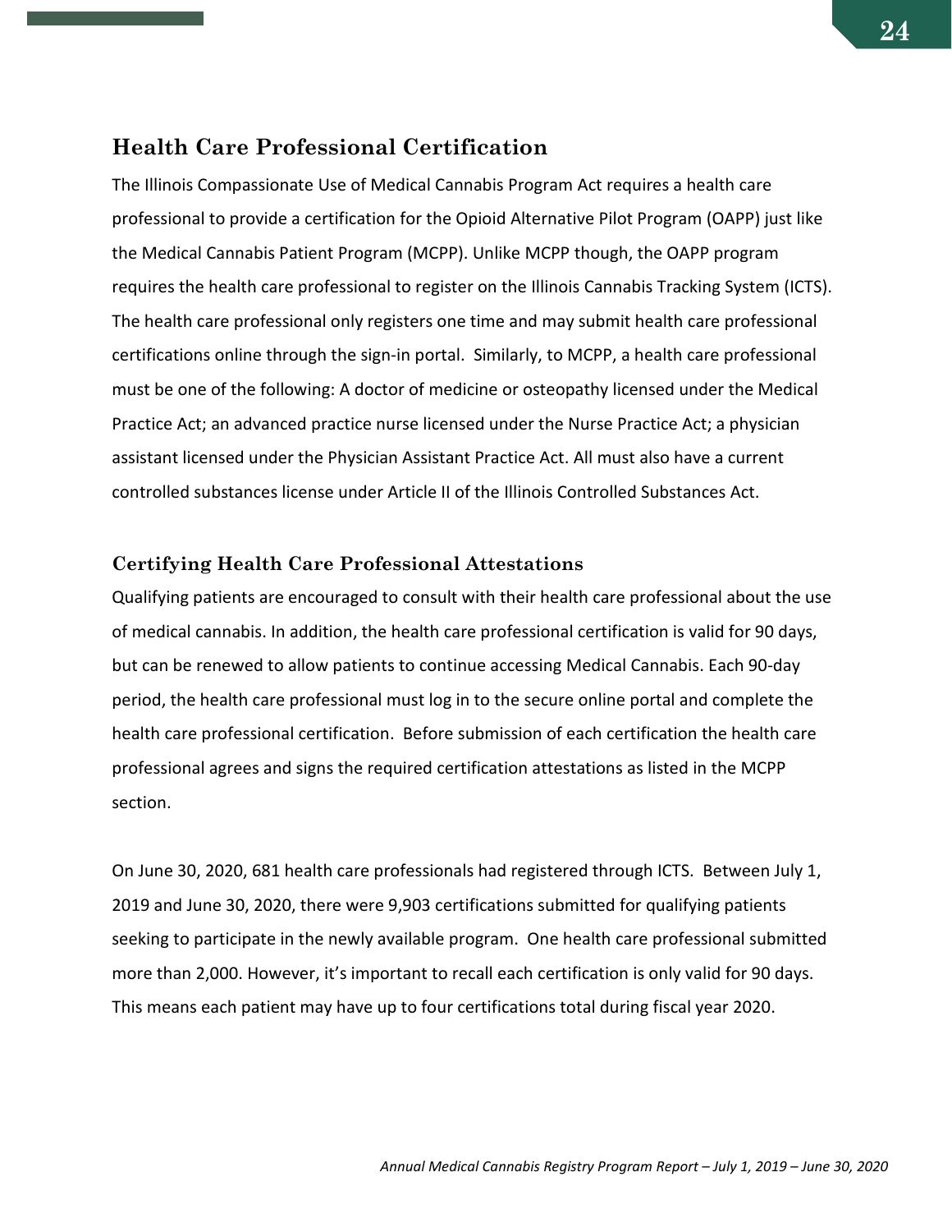## Health Care Professional Certification

The Illinois Compassionate Use of Medical Cannabis Program Act requires a health care professional to provide a certification for the Opioid Alternative Pilot Program (OAPP) just like the Medical Cannabis Patient Program (MCPP). Unlike MCPP though, the OAPP program requires the health care professional to register on the Illinois Cannabis Tracking System (ICTS). The health care professional only registers one time and may submit health care professional certifications online through the sign-in portal. Similarly, to MCPP, a health care professional must be one of the following: A doctor of medicine or osteopathy licensed under the Medical Practice Act; an advanced practice nurse licensed under the Nurse Practice Act; a physician assistant licensed under the Physician Assistant Practice Act. All must also have a current controlled substances license under Article II of the Illinois Controlled Substances Act.

### Certifying Health Care Professional Attestations

Qualifying patients are encouraged to consult with their health care professional about the use of medical cannabis. In addition, the health care professional certification is valid for 90 days, but can be renewed to allow patients to continue accessing Medical Cannabis. Each 90-day period, the health care professional must log in to the secure online portal and complete the health care professional certification. Before submission of each certification the health care professional agrees and signs the required certification attestations as listed in the MCPP section.

On June 30, 2020, 681 health care professionals had registered through ICTS. Between July 1, 2019 and June 30, 2020, there were 9,903 certifications submitted for qualifying patients seeking to participate in the newly available program. One health care professional submitted more than 2,000. However, it's important to recall each certification is only valid for 90 days. This means each patient may have up to four certifications total during fiscal year 2020.